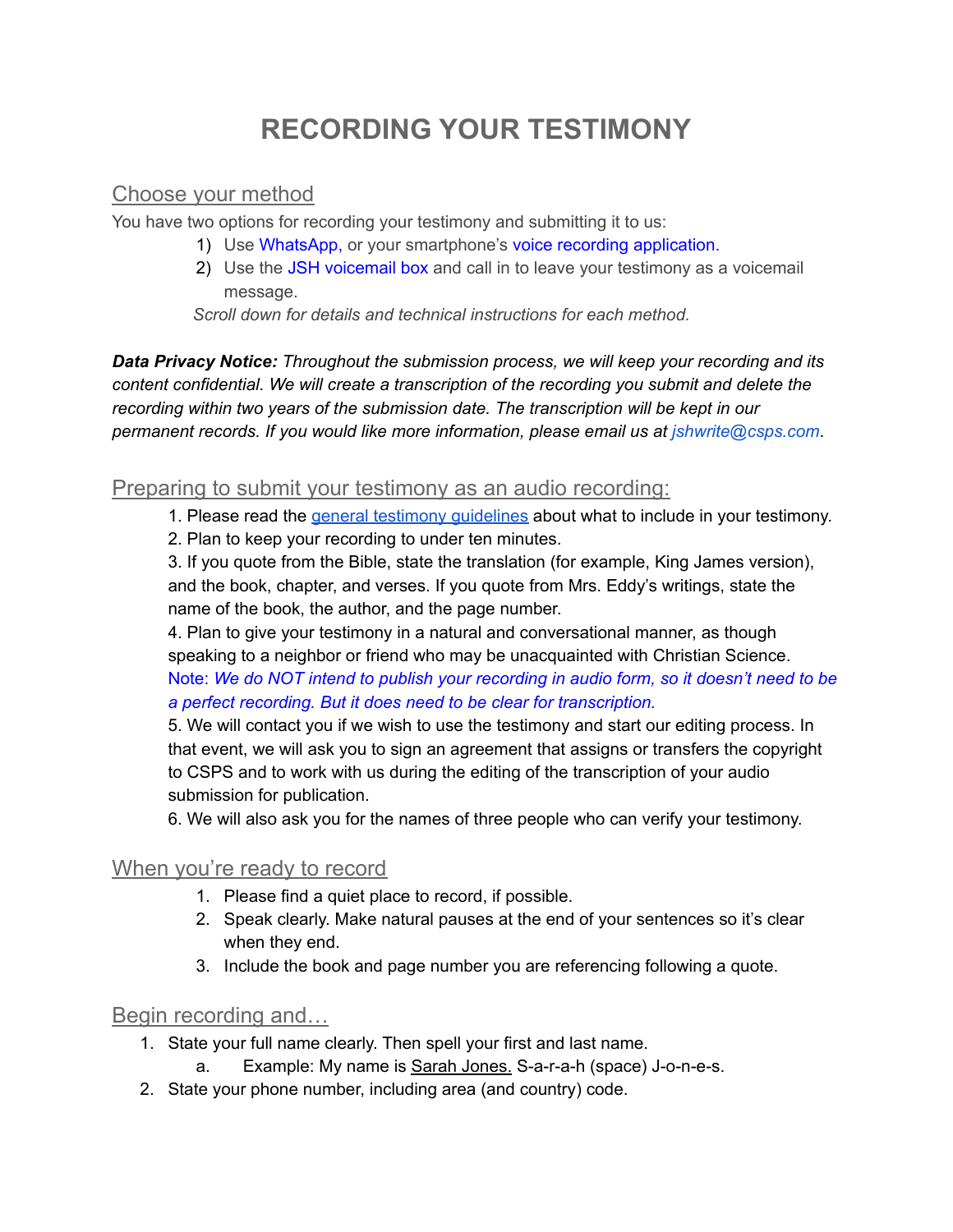# RECORDING YOUR TESTIMONY

## Choose your method

You have two options for recording your testimony and submitting it to us:

1) Use WhatsApp, or your smartphone's voice recording application.
2) Use the JSH voicemail box and call in to leave your testimony as a voicemail message.

*Scroll down for details and technical instructions for each method.*

***Data Privacy Notice:*** *Throughout the submission process, we will keep your recording and its content confidential. We will create a transcription of the recording you submit and delete the recording within two years of the submission date. The transcription will be kept in our permanent records. If you would like more information, please email us at jshwrite@csps.com.*

## Preparing to submit your testimony as an audio recording:

1. Please read the general testimony guidelines about what to include in your testimony.
2. Plan to keep your recording to under ten minutes.
3. If you quote from the Bible, state the translation (for example, King James version), and the book, chapter, and verses. If you quote from Mrs. Eddy's writings, state the name of the book, the author, and the page number.
4. Plan to give your testimony in a natural and conversational manner, as though speaking to a neighbor or friend who may be unacquainted with Christian Science.
   Note: *We do NOT intend to publish your recording in audio form, so it doesn't need to be a perfect recording. But it does need to be clear for transcription.*
5. We will contact you if we wish to use the testimony and start our editing process. In that event, we will ask you to sign an agreement that assigns or transfers the copyright to CSPS and to work with us during the editing of the transcription of your audio submission for publication.
6. We will also ask you for the names of three people who can verify your testimony.

## When you're ready to record

1. Please find a quiet place to record, if possible.
2. Speak clearly. Make natural pauses at the end of your sentences so it's clear when they end.
3. Include the book and page number you are referencing following a quote.

## Begin recording and…

1. State your full name clearly. Then spell your first and last name.
   a. Example: My name is Sarah Jones. S-a-r-a-h (space) J-o-n-e-s.
2. State your phone number, including area (and country) code.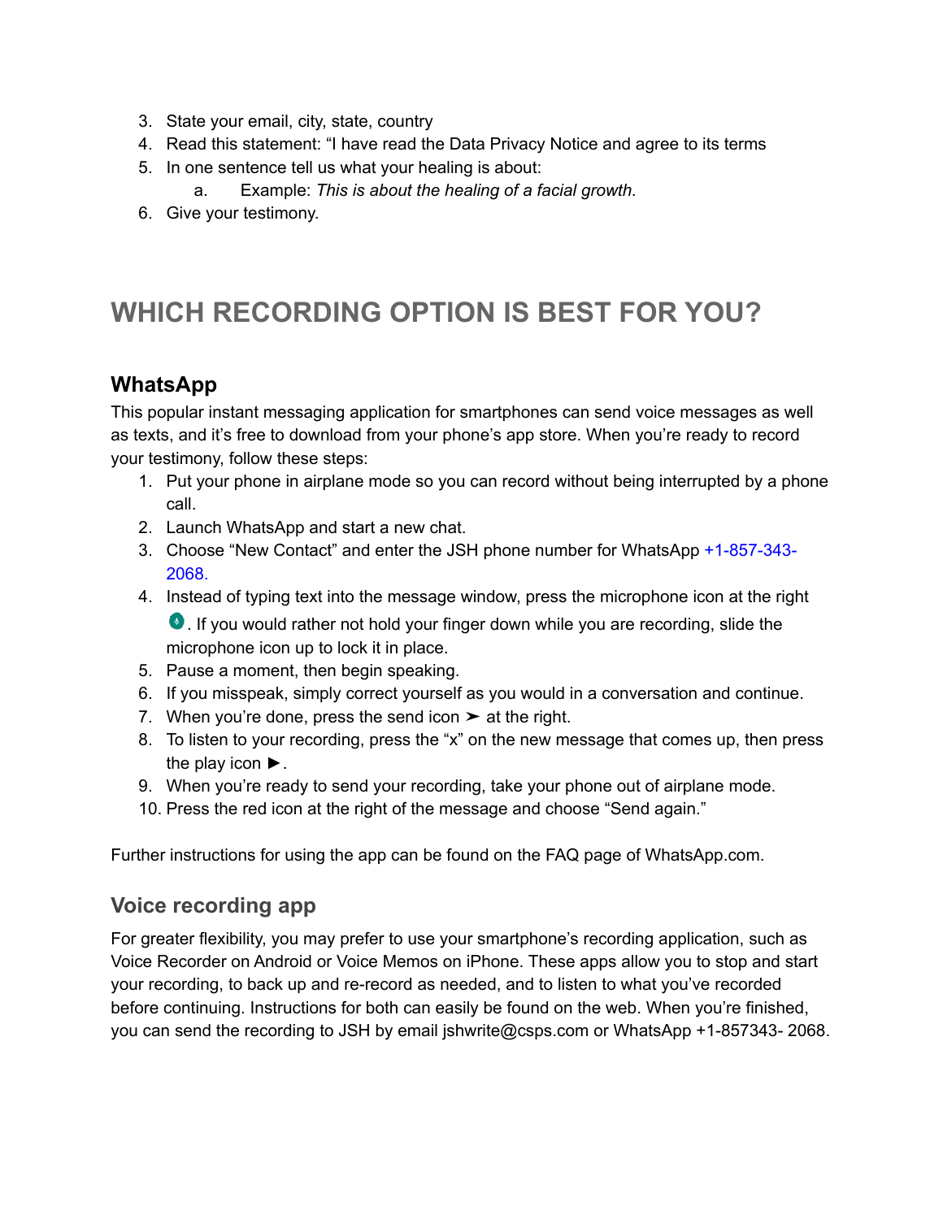3. State your email, city, state, country
4. Read this statement: "I have read the Data Privacy Notice and agree to its terms
5. In one sentence tell us what your healing is about:
    a. Example: *This is about the healing of a facial growth.*
6. Give your testimony.

# WHICH RECORDING OPTION IS BEST FOR YOU?

## WhatsApp

This popular instant messaging application for smartphones can send voice messages as well as texts, and it's free to download from your phone's app store. When you're ready to record your testimony, follow these steps:

1. Put your phone in airplane mode so you can record without being interrupted by a phone call.
2. Launch WhatsApp and start a new chat.
3. Choose "New Contact" and enter the JSH phone number for WhatsApp +1-857-343-2068.
4. Instead of typing text into the message window, press the microphone icon at the right. If you would rather not hold your finger down while you are recording, slide the microphone icon up to lock it in place.
5. Pause a moment, then begin speaking.
6. If you misspeak, simply correct yourself as you would in a conversation and continue.
7. When you're done, press the send icon ➤ at the right.
8. To listen to your recording, press the "x" on the new message that comes up, then press the play icon ►.
9. When you're ready to send your recording, take your phone out of airplane mode.
10. Press the red icon at the right of the message and choose "Send again."

Further instructions for using the app can be found on the FAQ page of WhatsApp.com.

## Voice recording app

For greater flexibility, you may prefer to use your smartphone's recording application, such as Voice Recorder on Android or Voice Memos on iPhone. These apps allow you to stop and start your recording, to back up and re-record as needed, and to listen to what you've recorded before continuing. Instructions for both can easily be found on the web. When you're finished, you can send the recording to JSH by email jshwrite@csps.com or WhatsApp +1-857343- 2068.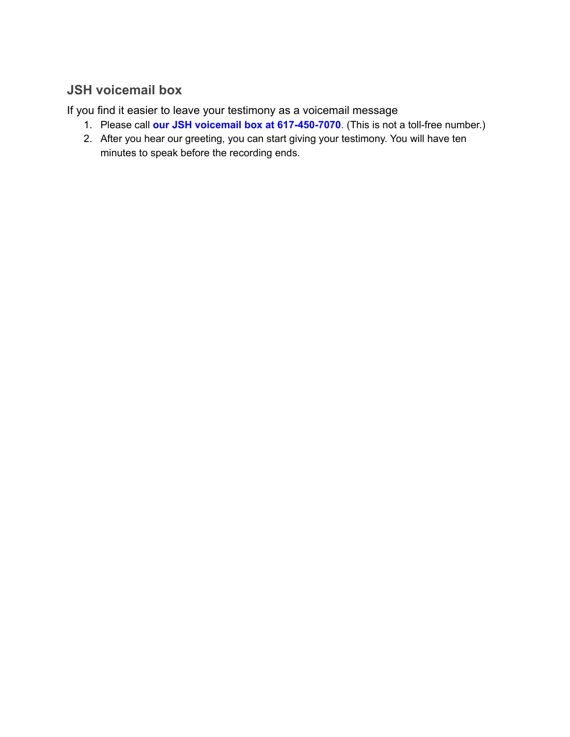### JSH voicemail box

If you find it easier to leave your testimony as a voicemail message

1. Please call **our JSH voicemail box at 617-450-7070**. (This is not a toll-free number.)
2. After you hear our greeting, you can start giving your testimony. You will have ten minutes to speak before the recording ends.